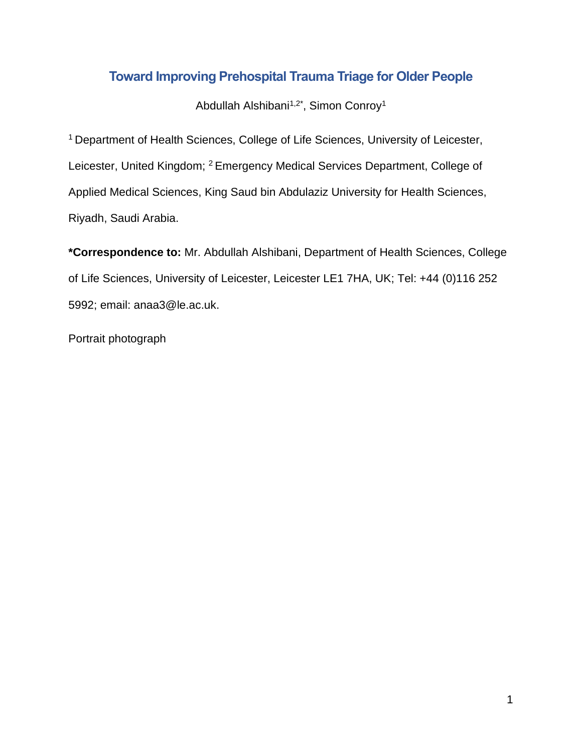# Toward Improving Prehospital Trauma Triage for Older People

Abdullah Alshibani[1,2*], Simon Conroy[1]

[1] Department of Health Sciences, College of Life Sciences, University of Leicester, Leicester, United Kingdom; [2] Emergency Medical Services Department, College of Applied Medical Sciences, King Saud bin Abdulaziz University for Health Sciences, Riyadh, Saudi Arabia.

**\*Correspondence to:** Mr. Abdullah Alshibani, Department of Health Sciences, College of Life Sciences, University of Leicester, Leicester LE1 7HA, UK; Tel: +44 (0)116 252 5992; email: anaa3@le.ac.uk.

Portrait photograph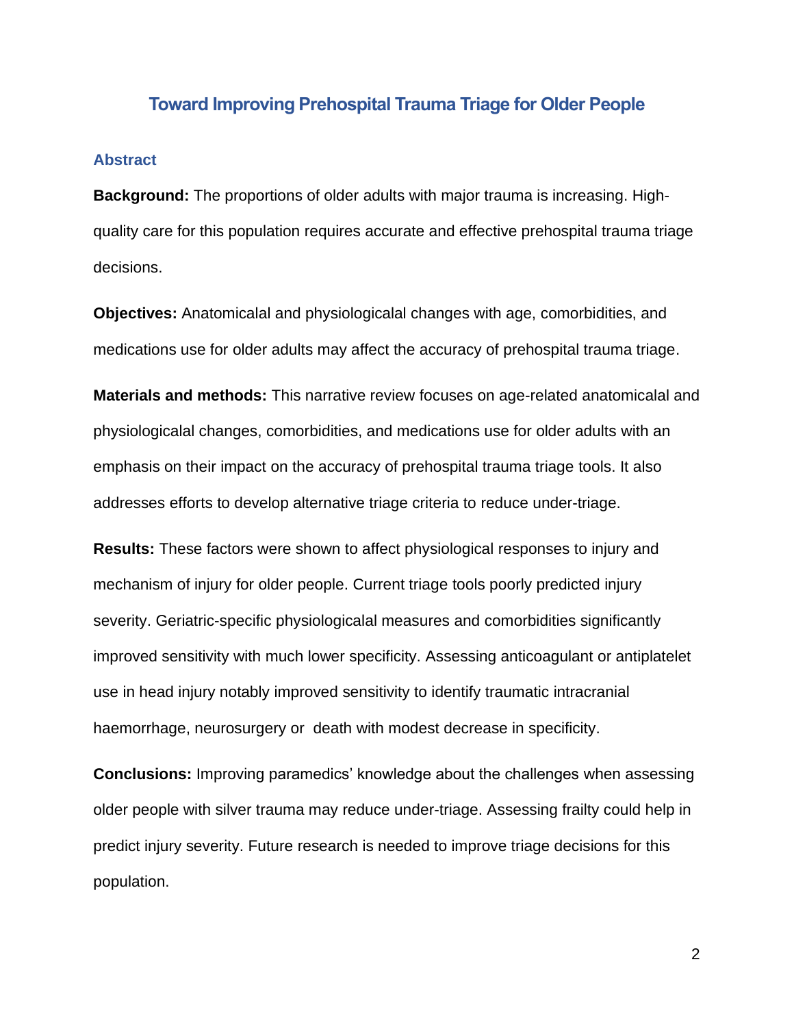# Toward Improving Prehospital Trauma Triage for Older People

## Abstract

**Background:** The proportions of older adults with major trauma is increasing. High-quality care for this population requires accurate and effective prehospital trauma triage decisions.

**Objectives:** Anatomicalal and physiologicalal changes with age, comorbidities, and medications use for older adults may affect the accuracy of prehospital trauma triage.

**Materials and methods:** This narrative review focuses on age-related anatomicalal and physiologicalal changes, comorbidities, and medications use for older adults with an emphasis on their impact on the accuracy of prehospital trauma triage tools. It also addresses efforts to develop alternative triage criteria to reduce under-triage.

**Results:** These factors were shown to affect physiological responses to injury and mechanism of injury for older people. Current triage tools poorly predicted injury severity. Geriatric-specific physiologicalal measures and comorbidities significantly improved sensitivity with much lower specificity. Assessing anticoagulant or antiplatelet use in head injury notably improved sensitivity to identify traumatic intracranial haemorrhage, neurosurgery or death with modest decrease in specificity.

**Conclusions:** Improving paramedics' knowledge about the challenges when assessing older people with silver trauma may reduce under-triage. Assessing frailty could help in predict injury severity. Future research is needed to improve triage decisions for this population.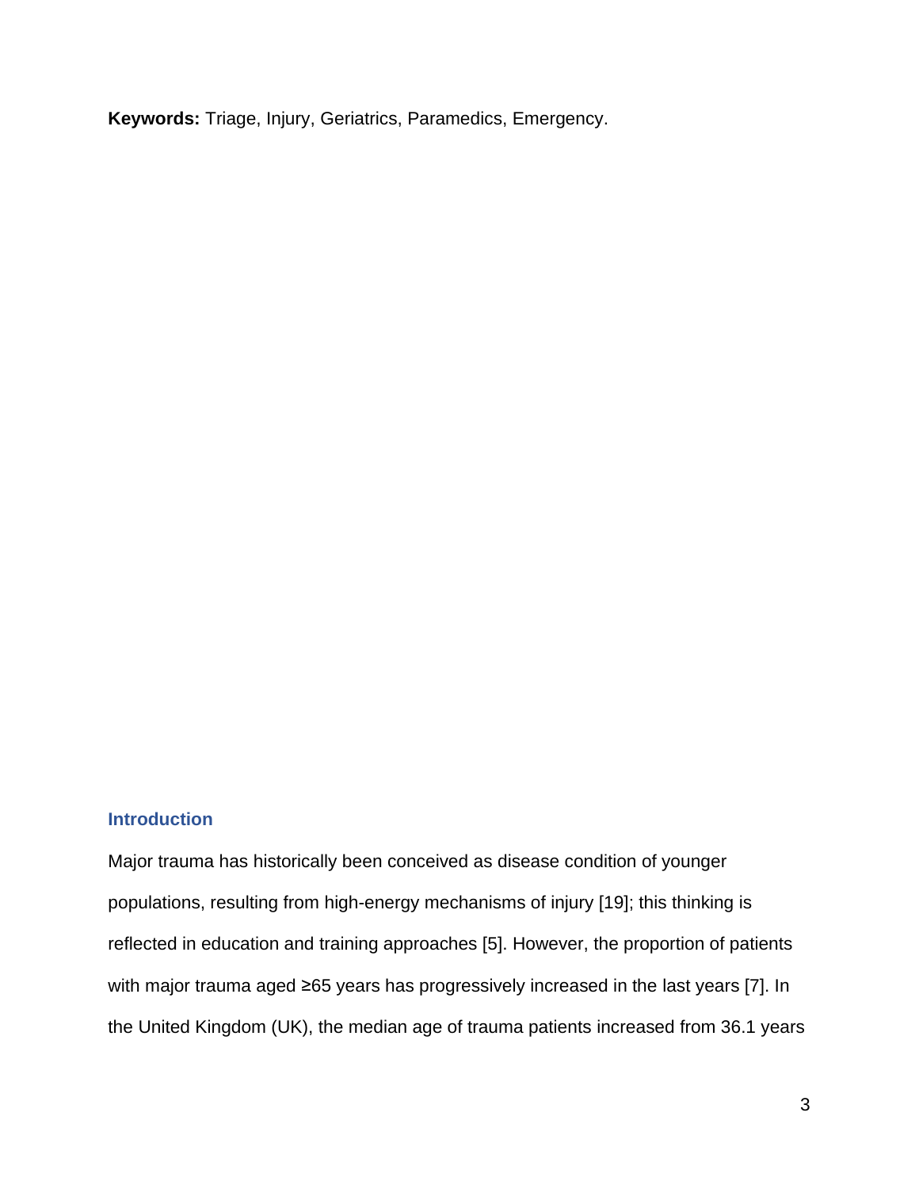**Keywords:** Triage, Injury, Geriatrics, Paramedics, Emergency.

## Introduction

Major trauma has historically been conceived as disease condition of younger populations, resulting from high-energy mechanisms of injury [19]; this thinking is reflected in education and training approaches [5]. However, the proportion of patients with major trauma aged ≥65 years has progressively increased in the last years [7]. In the United Kingdom (UK), the median age of trauma patients increased from 36.1 years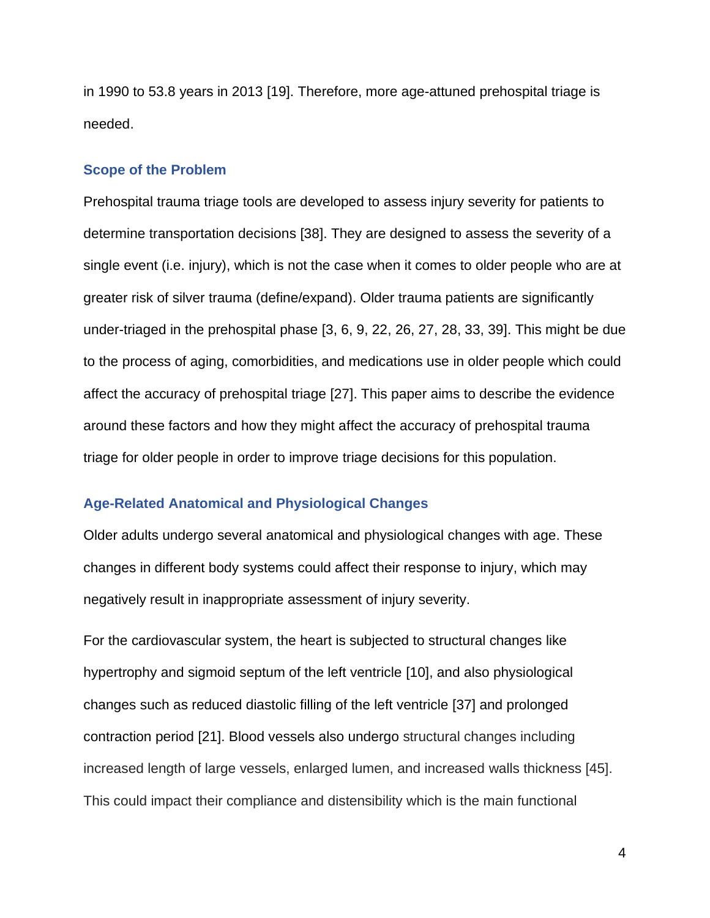in 1990 to 53.8 years in 2013 [19]. Therefore, more age-attuned prehospital triage is needed.

## Scope of the Problem

Prehospital trauma triage tools are developed to assess injury severity for patients to determine transportation decisions [38]. They are designed to assess the severity of a single event (i.e. injury), which is not the case when it comes to older people who are at greater risk of silver trauma (define/expand). Older trauma patients are significantly under-triaged in the prehospital phase [3, 6, 9, 22, 26, 27, 28, 33, 39]. This might be due to the process of aging, comorbidities, and medications use in older people which could affect the accuracy of prehospital triage [27]. This paper aims to describe the evidence around these factors and how they might affect the accuracy of prehospital trauma triage for older people in order to improve triage decisions for this population.

## Age-Related Anatomical and Physiological Changes

Older adults undergo several anatomical and physiological changes with age. These changes in different body systems could affect their response to injury, which may negatively result in inappropriate assessment of injury severity.

For the cardiovascular system, the heart is subjected to structural changes like hypertrophy and sigmoid septum of the left ventricle [10], and also physiological changes such as reduced diastolic filling of the left ventricle [37] and prolonged contraction period [21]. Blood vessels also undergo structural changes including increased length of large vessels, enlarged lumen, and increased walls thickness [45]. This could impact their compliance and distensibility which is the main functional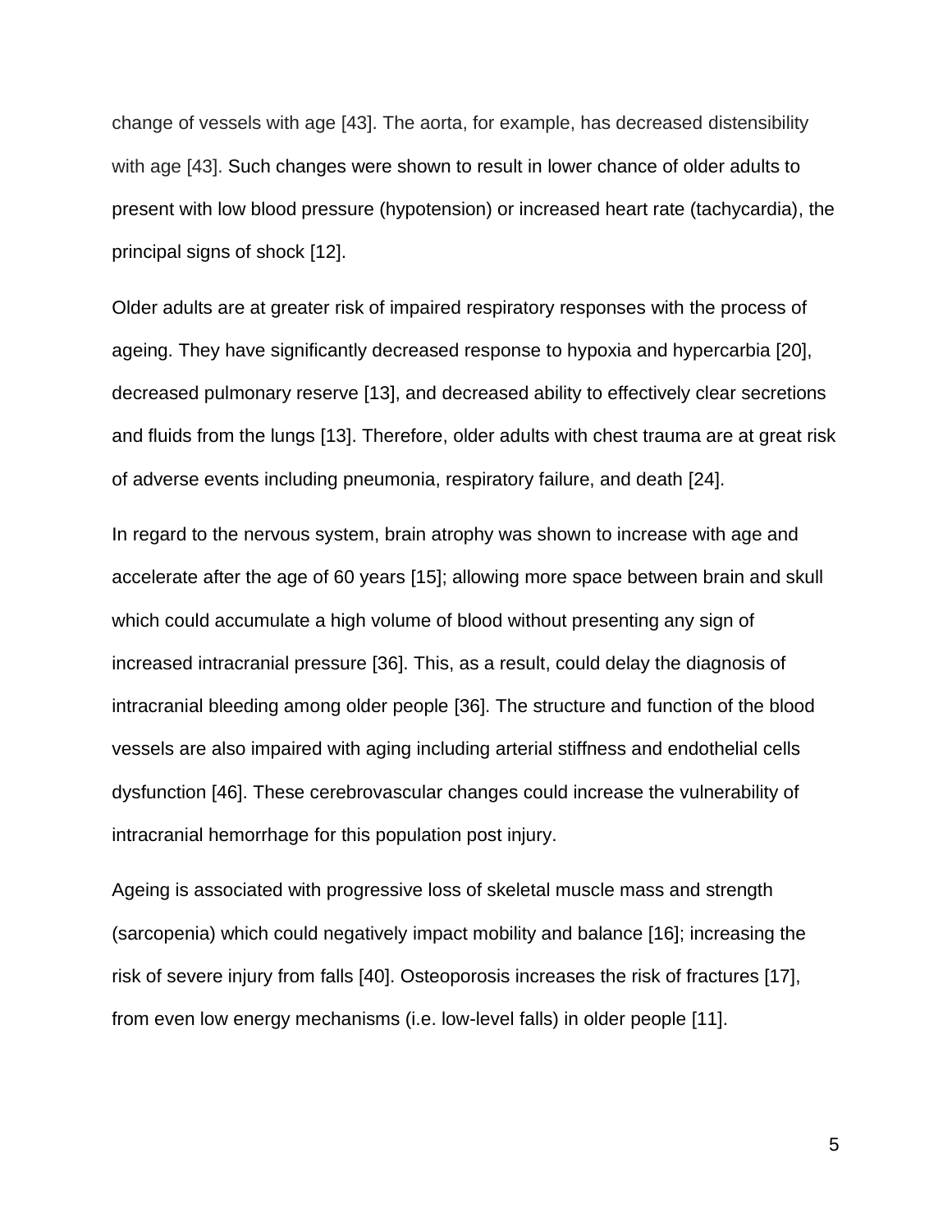change of vessels with age [43]. The aorta, for example, has decreased distensibility with age [43]. Such changes were shown to result in lower chance of older adults to present with low blood pressure (hypotension) or increased heart rate (tachycardia), the principal signs of shock [12].

Older adults are at greater risk of impaired respiratory responses with the process of ageing. They have significantly decreased response to hypoxia and hypercarbia [20], decreased pulmonary reserve [13], and decreased ability to effectively clear secretions and fluids from the lungs [13]. Therefore, older adults with chest trauma are at great risk of adverse events including pneumonia, respiratory failure, and death [24].

In regard to the nervous system, brain atrophy was shown to increase with age and accelerate after the age of 60 years [15]; allowing more space between brain and skull which could accumulate a high volume of blood without presenting any sign of increased intracranial pressure [36]. This, as a result, could delay the diagnosis of intracranial bleeding among older people [36]. The structure and function of the blood vessels are also impaired with aging including arterial stiffness and endothelial cells dysfunction [46]. These cerebrovascular changes could increase the vulnerability of intracranial hemorrhage for this population post injury.

Ageing is associated with progressive loss of skeletal muscle mass and strength (sarcopenia) which could negatively impact mobility and balance [16]; increasing the risk of severe injury from falls [40]. Osteoporosis increases the risk of fractures [17], from even low energy mechanisms (i.e. low-level falls) in older people [11].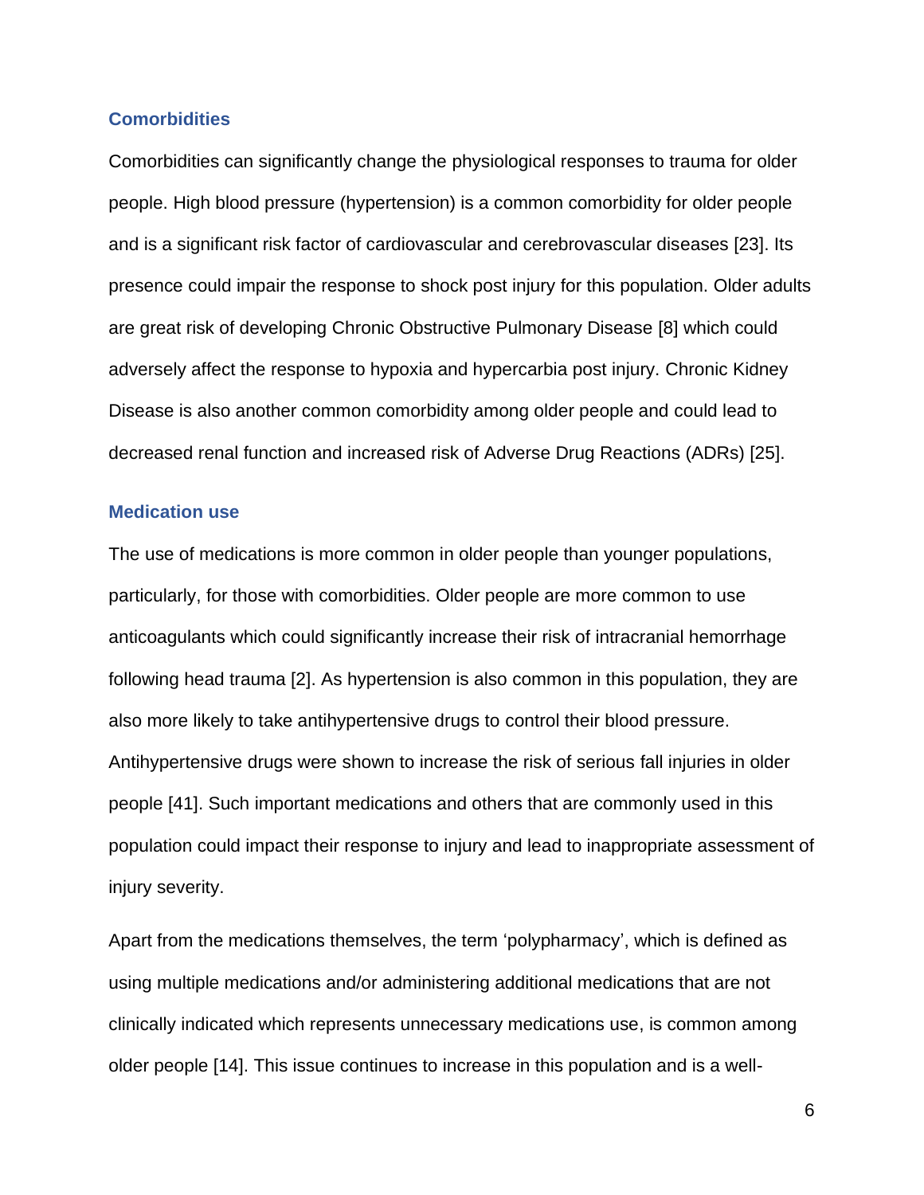### Comorbidities

Comorbidities can significantly change the physiological responses to trauma for older people. High blood pressure (hypertension) is a common comorbidity for older people and is a significant risk factor of cardiovascular and cerebrovascular diseases [23]. Its presence could impair the response to shock post injury for this population. Older adults are great risk of developing Chronic Obstructive Pulmonary Disease [8] which could adversely affect the response to hypoxia and hypercarbia post injury. Chronic Kidney Disease is also another common comorbidity among older people and could lead to decreased renal function and increased risk of Adverse Drug Reactions (ADRs) [25].

### Medication use

The use of medications is more common in older people than younger populations, particularly, for those with comorbidities. Older people are more common to use anticoagulants which could significantly increase their risk of intracranial hemorrhage following head trauma [2]. As hypertension is also common in this population, they are also more likely to take antihypertensive drugs to control their blood pressure. Antihypertensive drugs were shown to increase the risk of serious fall injuries in older people [41]. Such important medications and others that are commonly used in this population could impact their response to injury and lead to inappropriate assessment of injury severity.

Apart from the medications themselves, the term 'polypharmacy', which is defined as using multiple medications and/or administering additional medications that are not clinically indicated which represents unnecessary medications use, is common among older people [14]. This issue continues to increase in this population and is a well-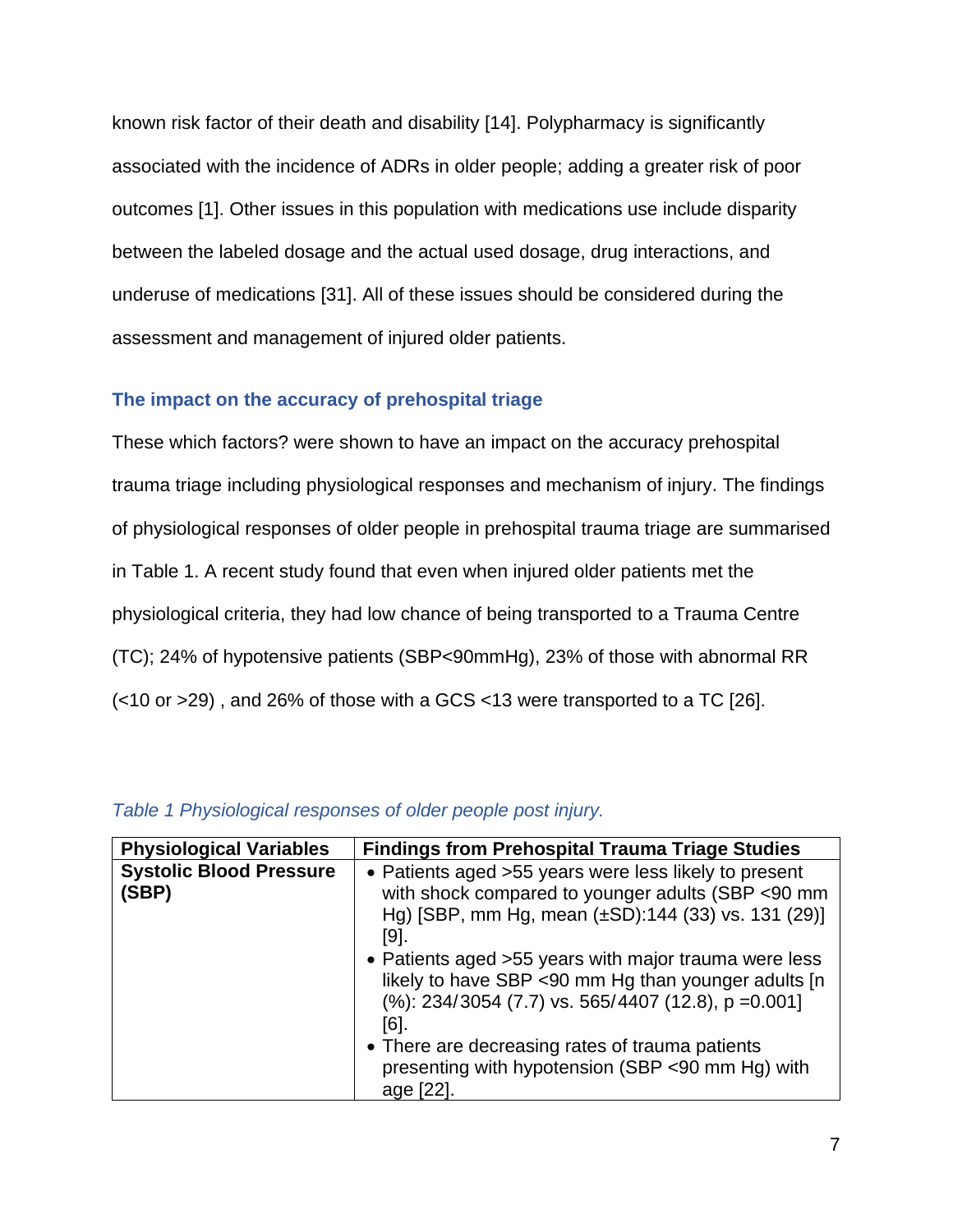known risk factor of their death and disability [14]. Polypharmacy is significantly associated with the incidence of ADRs in older people; adding a greater risk of poor outcomes [1]. Other issues in this population with medications use include disparity between the labeled dosage and the actual used dosage, drug interactions, and underuse of medications [31]. All of these issues should be considered during the assessment and management of injured older patients.

### The impact on the accuracy of prehospital triage

These which factors? were shown to have an impact on the accuracy prehospital trauma triage including physiological responses and mechanism of injury. The findings of physiological responses of older people in prehospital trauma triage are summarised in Table 1. A recent study found that even when injured older patients met the physiological criteria, they had low chance of being transported to a Trauma Centre (TC); 24% of hypotensive patients (SBP<90mmHg), 23% of those with abnormal RR (<10 or >29) , and 26% of those with a GCS <13 were transported to a TC [26].

*Table 1 Physiological responses of older people post injury.*

| Physiological Variables | Findings from Prehospital Trauma Triage Studies |
| --- | --- |
| **Systolic Blood Pressure (SBP)** | • Patients aged >55 years were less likely to present with shock compared to younger adults (SBP <90 mm Hg) [SBP, mm Hg, mean (±SD):144 (33) vs. 131 (29)] [9].<br>• Patients aged >55 years with major trauma were less likely to have SBP <90 mm Hg than younger adults [n (%): 234/3054 (7.7) vs. 565/4407 (12.8), p =0.001] [6].<br>• There are decreasing rates of trauma patients presenting with hypotension (SBP <90 mm Hg) with age [22]. |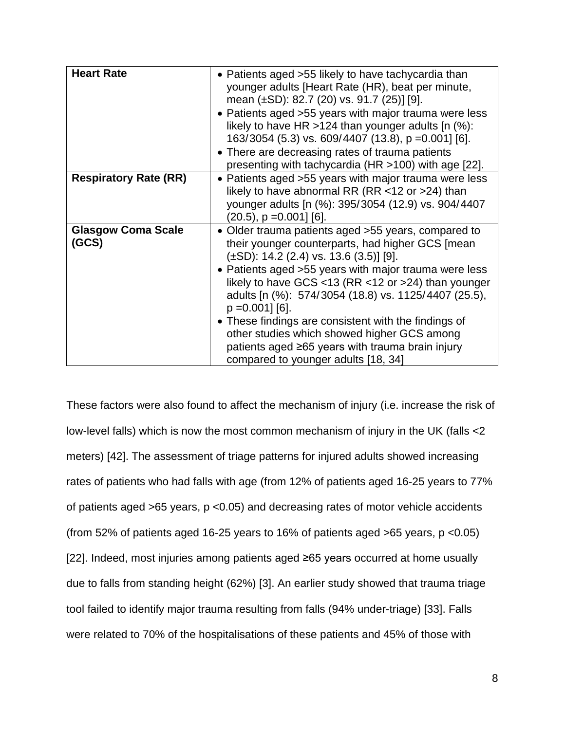| | |
|---|---|
| **Heart Rate** | • Patients aged >55 likely to have tachycardia than younger adults [Heart Rate (HR), beat per minute, mean (±SD): 82.7 (20) vs. 91.7 (25)] [9].<br>• Patients aged >55 years with major trauma were less likely to have HR >124 than younger adults [n (%): 163/3054 (5.3) vs. 609/4407 (13.8), p =0.001] [6].<br>• There are decreasing rates of trauma patients presenting with tachycardia (HR >100) with age [22]. |
| **Respiratory Rate (RR)** | • Patients aged >55 years with major trauma were less likely to have abnormal RR (RR <12 or >24) than younger adults [n (%): 395/3054 (12.9) vs. 904/4407 (20.5), p =0.001] [6]. |
| **Glasgow Coma Scale (GCS)** | • Older trauma patients aged >55 years, compared to their younger counterparts, had higher GCS [mean (±SD): 14.2 (2.4) vs. 13.6 (3.5)] [9].<br>• Patients aged >55 years with major trauma were less likely to have GCS <13 (RR <12 or >24) than younger adults [n (%): 574/3054 (18.8) vs. 1125/4407 (25.5), p =0.001] [6].<br>• These findings are consistent with the findings of other studies which showed higher GCS among patients aged ≥65 years with trauma brain injury compared to younger adults [18, 34] |

These factors were also found to affect the mechanism of injury (i.e. increase the risk of low-level falls) which is now the most common mechanism of injury in the UK (falls <2 meters) [42]. The assessment of triage patterns for injured adults showed increasing rates of patients who had falls with age (from 12% of patients aged 16-25 years to 77% of patients aged >65 years, $p < 0.05$) and decreasing rates of motor vehicle accidents (from 52% of patients aged 16-25 years to 16% of patients aged >65 years, $p < 0.05$) [22]. Indeed, most injuries among patients aged ≥65 years occurred at home usually due to falls from standing height (62%) [3]. An earlier study showed that trauma triage tool failed to identify major trauma resulting from falls (94% under-triage) [33]. Falls were related to 70% of the hospitalisations of these patients and 45% of those with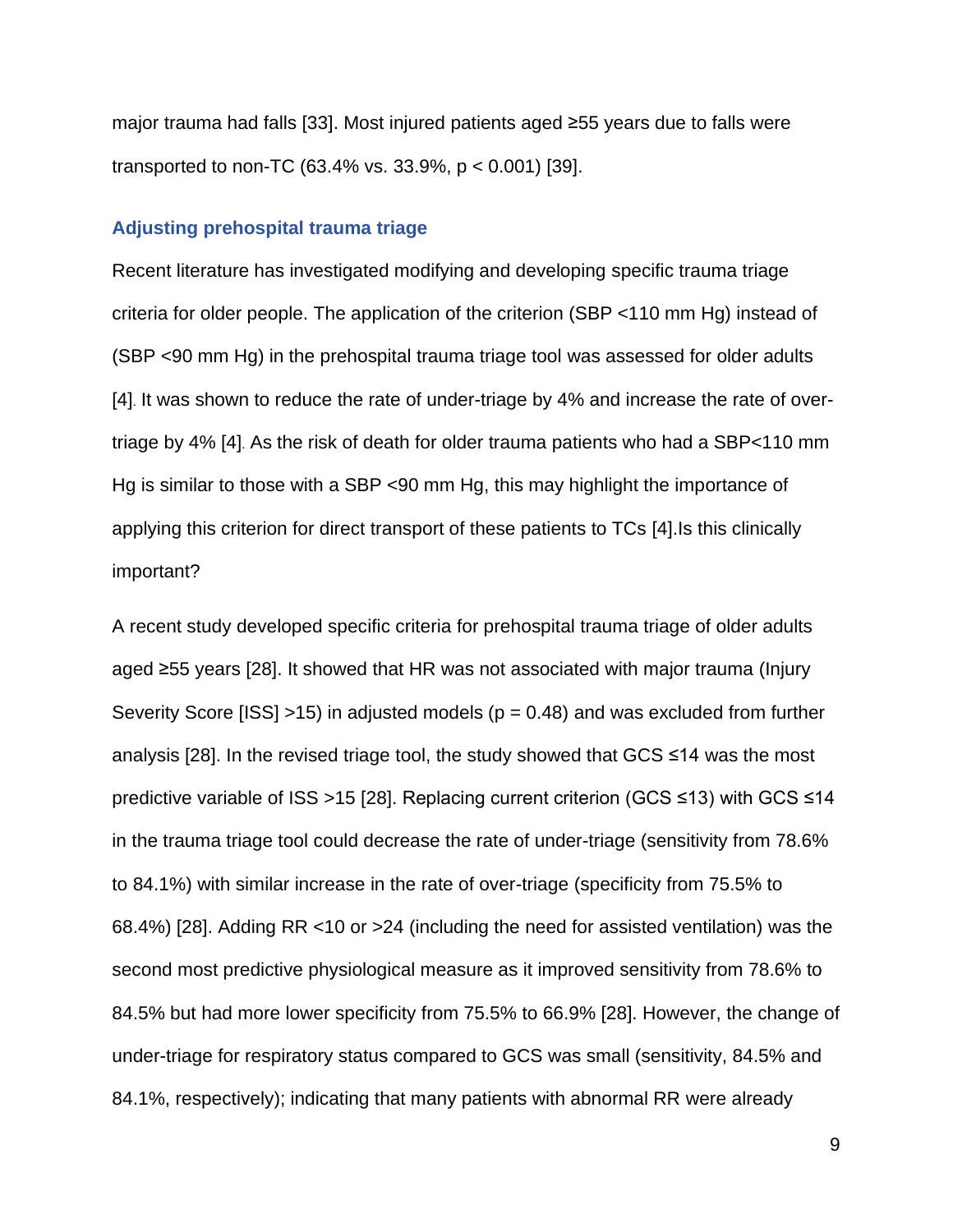major trauma had falls [33]. Most injured patients aged ≥55 years due to falls were transported to non-TC (63.4% vs. 33.9%, $p < 0.001$) [39].

### Adjusting prehospital trauma triage

Recent literature has investigated modifying and developing specific trauma triage criteria for older people. The application of the criterion (SBP <110 mm Hg) instead of (SBP <90 mm Hg) in the prehospital trauma triage tool was assessed for older adults [4]. It was shown to reduce the rate of under-triage by 4% and increase the rate of over-triage by 4% [4]. As the risk of death for older trauma patients who had a SBP<110 mm Hg is similar to those with a SBP <90 mm Hg, this may highlight the importance of applying this criterion for direct transport of these patients to TCs [4].Is this clinically important?

A recent study developed specific criteria for prehospital trauma triage of older adults aged ≥55 years [28]. It showed that HR was not associated with major trauma (Injury Severity Score [ISS] >15) in adjusted models ($p = 0.48$) and was excluded from further analysis [28]. In the revised triage tool, the study showed that GCS ≤14 was the most predictive variable of ISS >15 [28]. Replacing current criterion (GCS ≤13) with GCS ≤14 in the trauma triage tool could decrease the rate of under-triage (sensitivity from 78.6% to 84.1%) with similar increase in the rate of over-triage (specificity from 75.5% to 68.4%) [28]. Adding RR <10 or >24 (including the need for assisted ventilation) was the second most predictive physiological measure as it improved sensitivity from 78.6% to 84.5% but had more lower specificity from 75.5% to 66.9% [28]. However, the change of under-triage for respiratory status compared to GCS was small (sensitivity, 84.5% and 84.1%, respectively); indicating that many patients with abnormal RR were already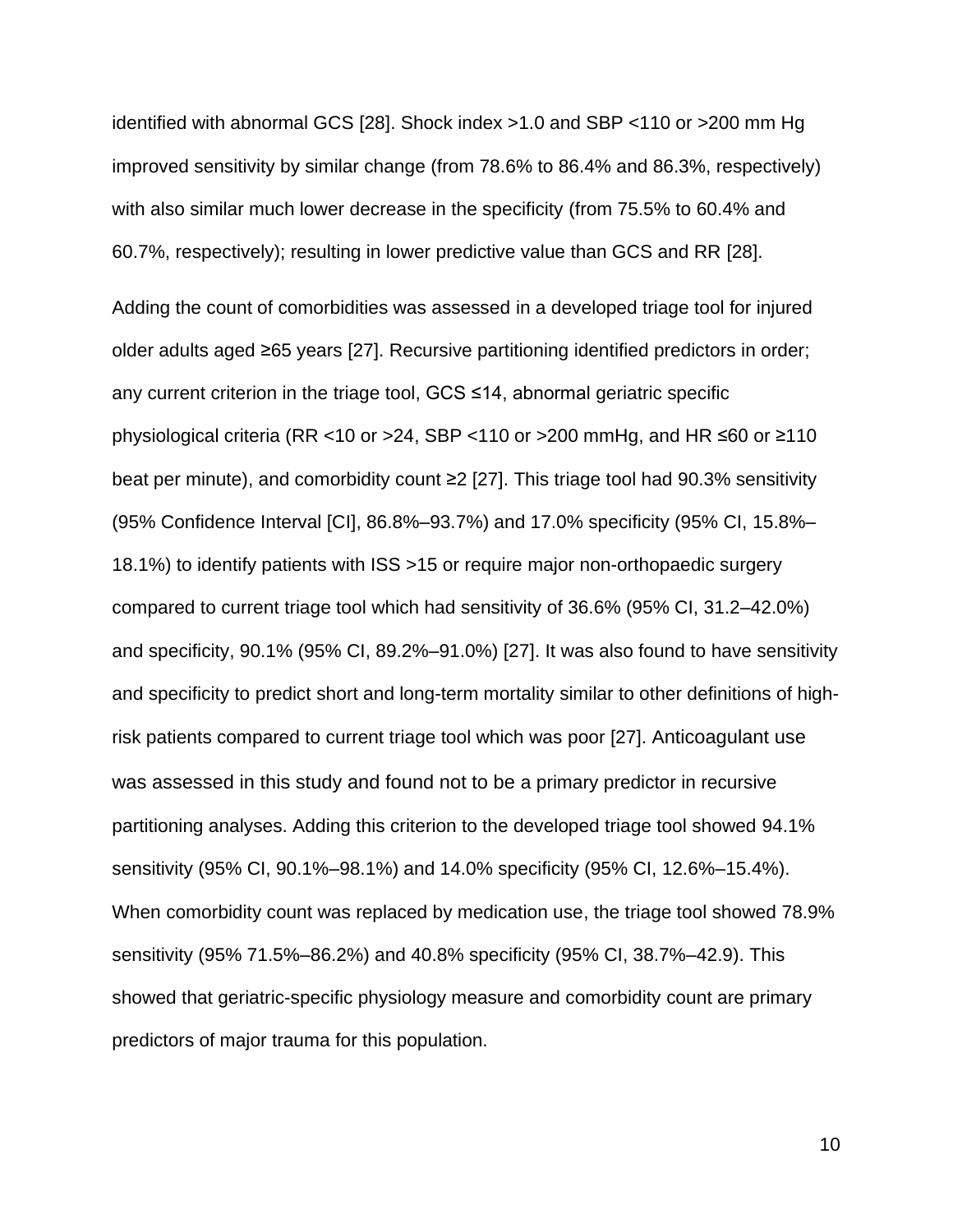identified with abnormal GCS [28]. Shock index >1.0 and SBP <110 or >200 mm Hg improved sensitivity by similar change (from 78.6% to 86.4% and 86.3%, respectively) with also similar much lower decrease in the specificity (from 75.5% to 60.4% and 60.7%, respectively); resulting in lower predictive value than GCS and RR [28].

Adding the count of comorbidities was assessed in a developed triage tool for injured older adults aged ≥65 years [27]. Recursive partitioning identified predictors in order; any current criterion in the triage tool, GCS ≤14, abnormal geriatric specific physiological criteria (RR <10 or >24, SBP <110 or >200 mmHg, and HR ≤60 or ≥110 beat per minute), and comorbidity count ≥2 [27]. This triage tool had 90.3% sensitivity (95% Confidence Interval [CI], 86.8%–93.7%) and 17.0% specificity (95% CI, 15.8%–18.1%) to identify patients with ISS >15 or require major non-orthopaedic surgery compared to current triage tool which had sensitivity of 36.6% (95% CI, 31.2–42.0%) and specificity, 90.1% (95% CI, 89.2%–91.0%) [27]. It was also found to have sensitivity and specificity to predict short and long-term mortality similar to other definitions of high-risk patients compared to current triage tool which was poor [27]. Anticoagulant use was assessed in this study and found not to be a primary predictor in recursive partitioning analyses. Adding this criterion to the developed triage tool showed 94.1% sensitivity (95% CI, 90.1%–98.1%) and 14.0% specificity (95% CI, 12.6%–15.4%). When comorbidity count was replaced by medication use, the triage tool showed 78.9% sensitivity (95% 71.5%–86.2%) and 40.8% specificity (95% CI, 38.7%–42.9). This showed that geriatric-specific physiology measure and comorbidity count are primary predictors of major trauma for this population.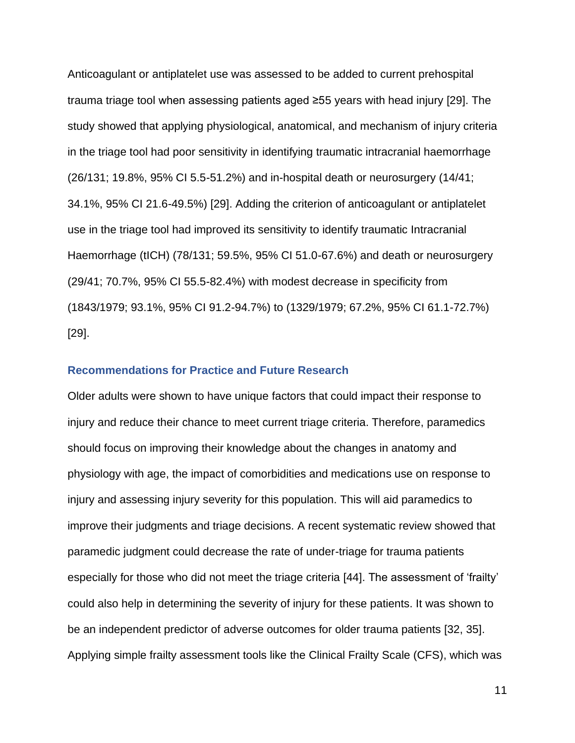Anticoagulant or antiplatelet use was assessed to be added to current prehospital trauma triage tool when assessing patients aged ≥55 years with head injury [29]. The study showed that applying physiological, anatomical, and mechanism of injury criteria in the triage tool had poor sensitivity in identifying traumatic intracranial haemorrhage (26/131; 19.8%, 95% CI 5.5-51.2%) and in-hospital death or neurosurgery (14/41; 34.1%, 95% CI 21.6-49.5%) [29]. Adding the criterion of anticoagulant or antiplatelet use in the triage tool had improved its sensitivity to identify traumatic Intracranial Haemorrhage (tICH) (78/131; 59.5%, 95% CI 51.0-67.6%) and death or neurosurgery (29/41; 70.7%, 95% CI 55.5-82.4%) with modest decrease in specificity from (1843/1979; 93.1%, 95% CI 91.2-94.7%) to (1329/1979; 67.2%, 95% CI 61.1-72.7%) [29].

## Recommendations for Practice and Future Research

Older adults were shown to have unique factors that could impact their response to injury and reduce their chance to meet current triage criteria. Therefore, paramedics should focus on improving their knowledge about the changes in anatomy and physiology with age, the impact of comorbidities and medications use on response to injury and assessing injury severity for this population. This will aid paramedics to improve their judgments and triage decisions. A recent systematic review showed that paramedic judgment could decrease the rate of under-triage for trauma patients especially for those who did not meet the triage criteria [44]. The assessment of 'frailty' could also help in determining the severity of injury for these patients. It was shown to be an independent predictor of adverse outcomes for older trauma patients [32, 35]. Applying simple frailty assessment tools like the Clinical Frailty Scale (CFS), which was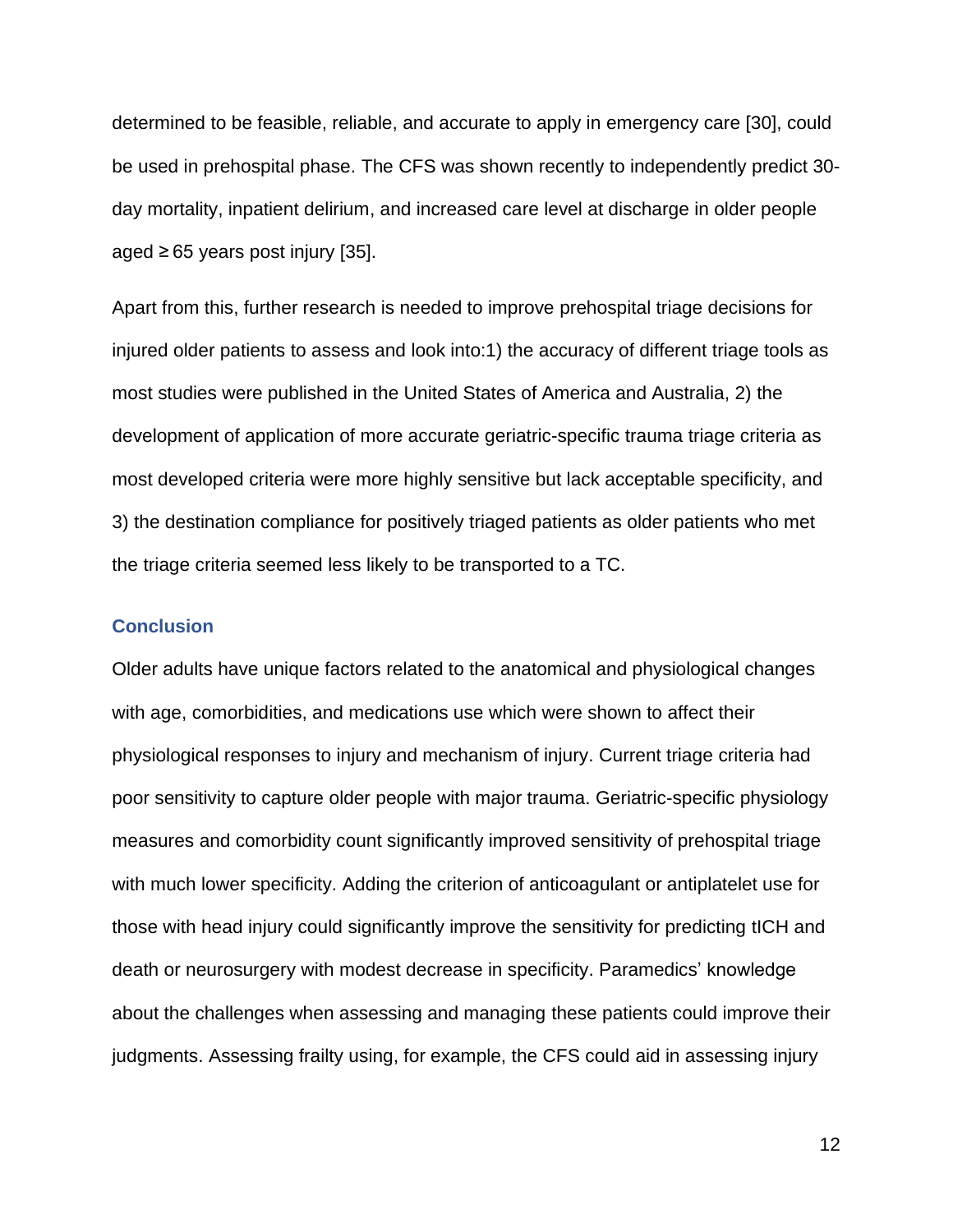determined to be feasible, reliable, and accurate to apply in emergency care [30], could be used in prehospital phase. The CFS was shown recently to independently predict 30-day mortality, inpatient delirium, and increased care level at discharge in older people aged ≥ 65 years post injury [35].

Apart from this, further research is needed to improve prehospital triage decisions for injured older patients to assess and look into:1) the accuracy of different triage tools as most studies were published in the United States of America and Australia, 2) the development of application of more accurate geriatric-specific trauma triage criteria as most developed criteria were more highly sensitive but lack acceptable specificity, and 3) the destination compliance for positively triaged patients as older patients who met the triage criteria seemed less likely to be transported to a TC.

## Conclusion

Older adults have unique factors related to the anatomical and physiological changes with age, comorbidities, and medications use which were shown to affect their physiological responses to injury and mechanism of injury. Current triage criteria had poor sensitivity to capture older people with major trauma. Geriatric-specific physiology measures and comorbidity count significantly improved sensitivity of prehospital triage with much lower specificity. Adding the criterion of anticoagulant or antiplatelet use for those with head injury could significantly improve the sensitivity for predicting tICH and death or neurosurgery with modest decrease in specificity. Paramedics' knowledge about the challenges when assessing and managing these patients could improve their judgments. Assessing frailty using, for example, the CFS could aid in assessing injury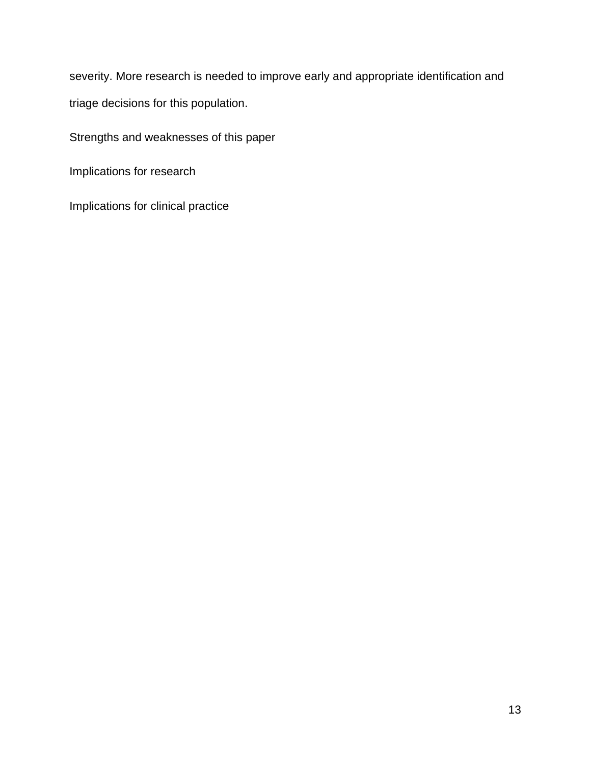severity. More research is needed to improve early and appropriate identification and triage decisions for this population.

## Strengths and weaknesses of this paper

## Implications for research

## Implications for clinical practice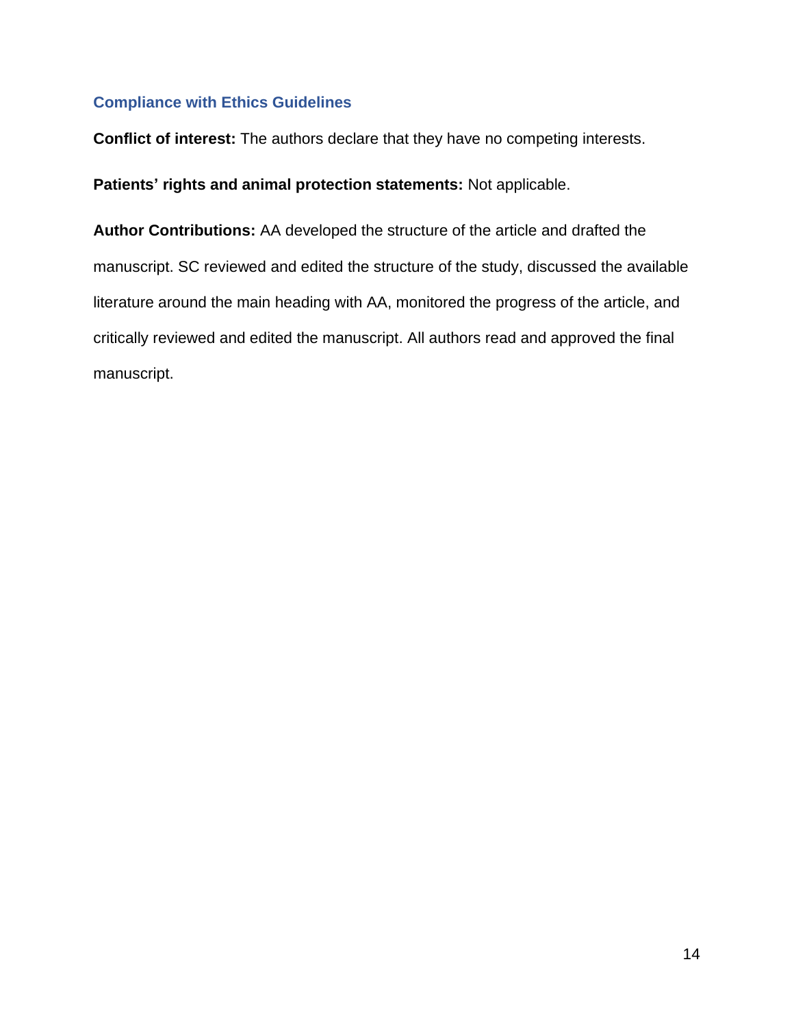## Compliance with Ethics Guidelines

**Conflict of interest:** The authors declare that they have no competing interests.

**Patients' rights and animal protection statements:** Not applicable.

**Author Contributions:** AA developed the structure of the article and drafted the manuscript. SC reviewed and edited the structure of the study, discussed the available literature around the main heading with AA, monitored the progress of the article, and critically reviewed and edited the manuscript. All authors read and approved the final manuscript.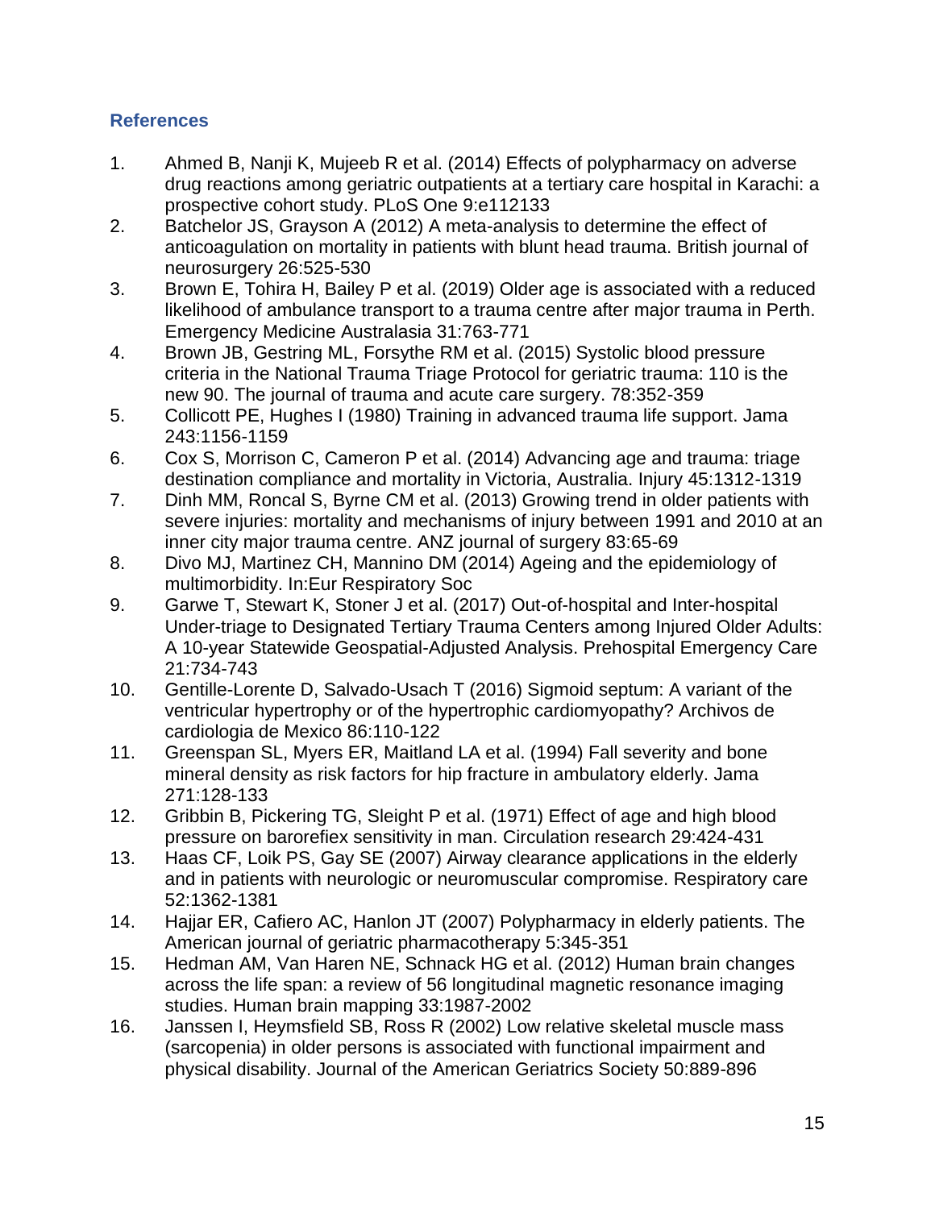## References

1. Ahmed B, Nanji K, Mujeeb R et al. (2014) Effects of polypharmacy on adverse drug reactions among geriatric outpatients at a tertiary care hospital in Karachi: a prospective cohort study. PLoS One 9:e112133
2. Batchelor JS, Grayson A (2012) A meta-analysis to determine the effect of anticoagulation on mortality in patients with blunt head trauma. British journal of neurosurgery 26:525-530
3. Brown E, Tohira H, Bailey P et al. (2019) Older age is associated with a reduced likelihood of ambulance transport to a trauma centre after major trauma in Perth. Emergency Medicine Australasia 31:763-771
4. Brown JB, Gestring ML, Forsythe RM et al. (2015) Systolic blood pressure criteria in the National Trauma Triage Protocol for geriatric trauma: 110 is the new 90. The journal of trauma and acute care surgery. 78:352-359
5. Collicott PE, Hughes I (1980) Training in advanced trauma life support. Jama 243:1156-1159
6. Cox S, Morrison C, Cameron P et al. (2014) Advancing age and trauma: triage destination compliance and mortality in Victoria, Australia. Injury 45:1312-1319
7. Dinh MM, Roncal S, Byrne CM et al. (2013) Growing trend in older patients with severe injuries: mortality and mechanisms of injury between 1991 and 2010 at an inner city major trauma centre. ANZ journal of surgery 83:65-69
8. Divo MJ, Martinez CH, Mannino DM (2014) Ageing and the epidemiology of multimorbidity. In:Eur Respiratory Soc
9. Garwe T, Stewart K, Stoner J et al. (2017) Out-of-hospital and Inter-hospital Under-triage to Designated Tertiary Trauma Centers among Injured Older Adults: A 10-year Statewide Geospatial-Adjusted Analysis. Prehospital Emergency Care 21:734-743
10. Gentille-Lorente D, Salvado-Usach T (2016) Sigmoid septum: A variant of the ventricular hypertrophy or of the hypertrophic cardiomyopathy? Archivos de cardiologia de Mexico 86:110-122
11. Greenspan SL, Myers ER, Maitland LA et al. (1994) Fall severity and bone mineral density as risk factors for hip fracture in ambulatory elderly. Jama 271:128-133
12. Gribbin B, Pickering TG, Sleight P et al. (1971) Effect of age and high blood pressure on barorefiex sensitivity in man. Circulation research 29:424-431
13. Haas CF, Loik PS, Gay SE (2007) Airway clearance applications in the elderly and in patients with neurologic or neuromuscular compromise. Respiratory care 52:1362-1381
14. Hajjar ER, Cafiero AC, Hanlon JT (2007) Polypharmacy in elderly patients. The American journal of geriatric pharmacotherapy 5:345-351
15. Hedman AM, Van Haren NE, Schnack HG et al. (2012) Human brain changes across the life span: a review of 56 longitudinal magnetic resonance imaging studies. Human brain mapping 33:1987-2002
16. Janssen I, Heymsfield SB, Ross R (2002) Low relative skeletal muscle mass (sarcopenia) in older persons is associated with functional impairment and physical disability. Journal of the American Geriatrics Society 50:889-896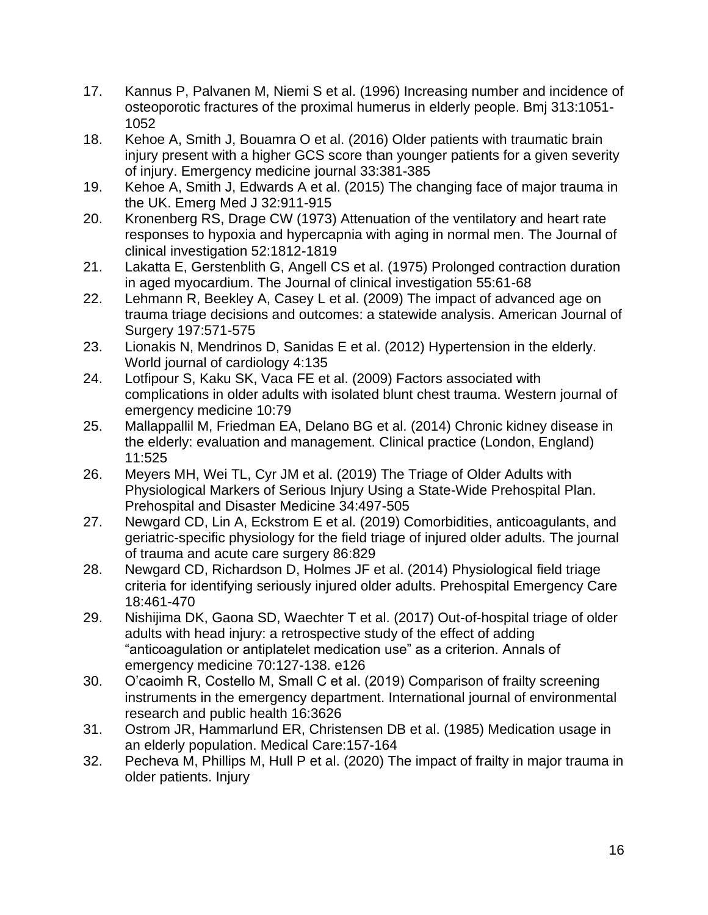17. Kannus P, Palvanen M, Niemi S et al. (1996) Increasing number and incidence of osteoporotic fractures of the proximal humerus in elderly people. Bmj 313:1051-1052
18. Kehoe A, Smith J, Bouamra O et al. (2016) Older patients with traumatic brain injury present with a higher GCS score than younger patients for a given severity of injury. Emergency medicine journal 33:381-385
19. Kehoe A, Smith J, Edwards A et al. (2015) The changing face of major trauma in the UK. Emerg Med J 32:911-915
20. Kronenberg RS, Drage CW (1973) Attenuation of the ventilatory and heart rate responses to hypoxia and hypercapnia with aging in normal men. The Journal of clinical investigation 52:1812-1819
21. Lakatta E, Gerstenblith G, Angell CS et al. (1975) Prolonged contraction duration in aged myocardium. The Journal of clinical investigation 55:61-68
22. Lehmann R, Beekley A, Casey L et al. (2009) The impact of advanced age on trauma triage decisions and outcomes: a statewide analysis. American Journal of Surgery 197:571-575
23. Lionakis N, Mendrinos D, Sanidas E et al. (2012) Hypertension in the elderly. World journal of cardiology 4:135
24. Lotfipour S, Kaku SK, Vaca FE et al. (2009) Factors associated with complications in older adults with isolated blunt chest trauma. Western journal of emergency medicine 10:79
25. Mallappallil M, Friedman EA, Delano BG et al. (2014) Chronic kidney disease in the elderly: evaluation and management. Clinical practice (London, England) 11:525
26. Meyers MH, Wei TL, Cyr JM et al. (2019) The Triage of Older Adults with Physiological Markers of Serious Injury Using a State-Wide Prehospital Plan. Prehospital and Disaster Medicine 34:497-505
27. Newgard CD, Lin A, Eckstrom E et al. (2019) Comorbidities, anticoagulants, and geriatric-specific physiology for the field triage of injured older adults. The journal of trauma and acute care surgery 86:829
28. Newgard CD, Richardson D, Holmes JF et al. (2014) Physiological field triage criteria for identifying seriously injured older adults. Prehospital Emergency Care 18:461-470
29. Nishijima DK, Gaona SD, Waechter T et al. (2017) Out-of-hospital triage of older adults with head injury: a retrospective study of the effect of adding "anticoagulation or antiplatelet medication use" as a criterion. Annals of emergency medicine 70:127-138. e126
30. O'caoimh R, Costello M, Small C et al. (2019) Comparison of frailty screening instruments in the emergency department. International journal of environmental research and public health 16:3626
31. Ostrom JR, Hammarlund ER, Christensen DB et al. (1985) Medication usage in an elderly population. Medical Care:157-164
32. Pecheva M, Phillips M, Hull P et al. (2020) The impact of frailty in major trauma in older patients. Injury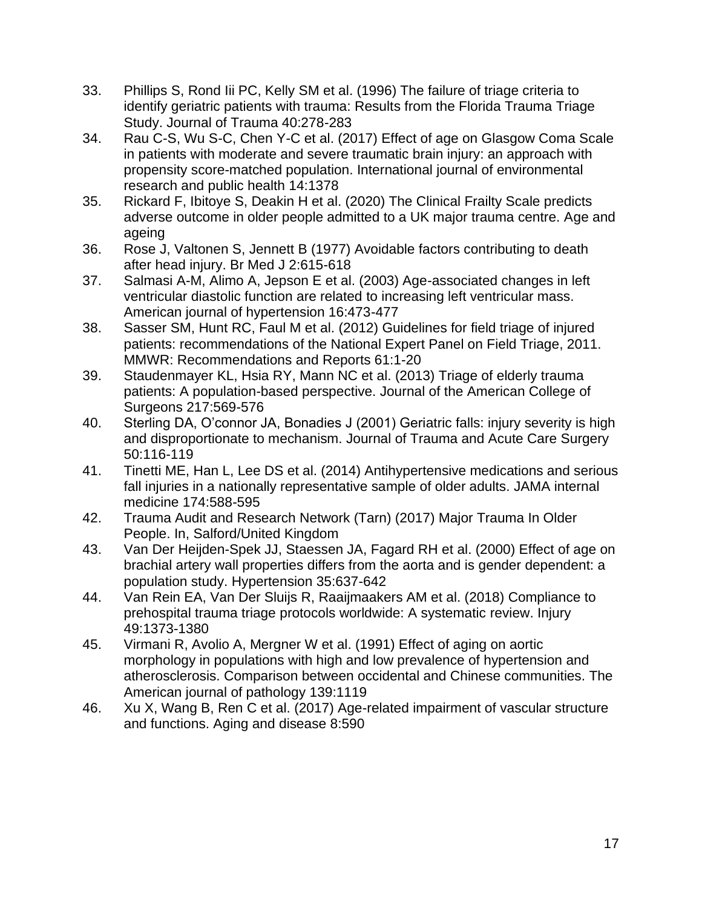33. Phillips S, Rond Iii PC, Kelly SM et al. (1996) The failure of triage criteria to identify geriatric patients with trauma: Results from the Florida Trauma Triage Study. Journal of Trauma 40:278-283
34. Rau C-S, Wu S-C, Chen Y-C et al. (2017) Effect of age on Glasgow Coma Scale in patients with moderate and severe traumatic brain injury: an approach with propensity score-matched population. International journal of environmental research and public health 14:1378
35. Rickard F, Ibitoye S, Deakin H et al. (2020) The Clinical Frailty Scale predicts adverse outcome in older people admitted to a UK major trauma centre. Age and ageing
36. Rose J, Valtonen S, Jennett B (1977) Avoidable factors contributing to death after head injury. Br Med J 2:615-618
37. Salmasi A-M, Alimo A, Jepson E et al. (2003) Age-associated changes in left ventricular diastolic function are related to increasing left ventricular mass. American journal of hypertension 16:473-477
38. Sasser SM, Hunt RC, Faul M et al. (2012) Guidelines for field triage of injured patients: recommendations of the National Expert Panel on Field Triage, 2011. MMWR: Recommendations and Reports 61:1-20
39. Staudenmayer KL, Hsia RY, Mann NC et al. (2013) Triage of elderly trauma patients: A population-based perspective. Journal of the American College of Surgeons 217:569-576
40. Sterling DA, O'connor JA, Bonadies J (2001) Geriatric falls: injury severity is high and disproportionate to mechanism. Journal of Trauma and Acute Care Surgery 50:116-119
41. Tinetti ME, Han L, Lee DS et al. (2014) Antihypertensive medications and serious fall injuries in a nationally representative sample of older adults. JAMA internal medicine 174:588-595
42. Trauma Audit and Research Network (Tarn) (2017) Major Trauma In Older People. In, Salford/United Kingdom
43. Van Der Heijden-Spek JJ, Staessen JA, Fagard RH et al. (2000) Effect of age on brachial artery wall properties differs from the aorta and is gender dependent: a population study. Hypertension 35:637-642
44. Van Rein EA, Van Der Sluijs R, Raaijmaakers AM et al. (2018) Compliance to prehospital trauma triage protocols worldwide: A systematic review. Injury 49:1373-1380
45. Virmani R, Avolio A, Mergner W et al. (1991) Effect of aging on aortic morphology in populations with high and low prevalence of hypertension and atherosclerosis. Comparison between occidental and Chinese communities. The American journal of pathology 139:1119
46. Xu X, Wang B, Ren C et al. (2017) Age-related impairment of vascular structure and functions. Aging and disease 8:590